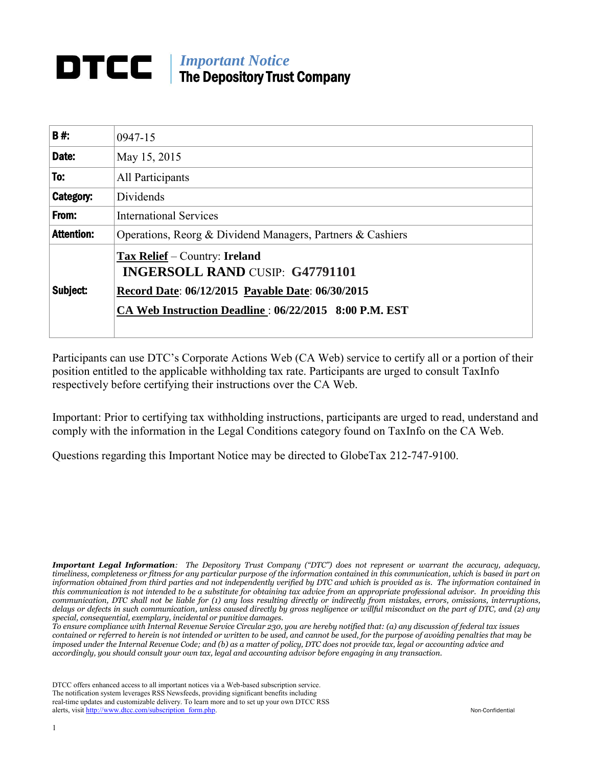# DTCC | *Important Notice*
## The Depository Trust Company

| **B #:** | 0947-15 |
|---|---|
| **Date:** | May 15, 2015 |
| **To:** | All Participants |
| **Category:** | Dividends |
| **From:** | International Services |
| **Attention:** | Operations, Reorg & Dividend Managers, Partners & Cashiers |
| **Subject:** | **Tax Relief** – Country: **Ireland** **INGERSOLL RAND** CUSIP: **G47791101** **Record Date**: **06/12/2015** **Payable Date**: **06/30/2015** **CA Web Instruction Deadline** : **06/22/2015 8:00 P.M. EST** |

Participants can use DTC's Corporate Actions Web (CA Web) service to certify all or a portion of their position entitled to the applicable withholding tax rate. Participants are urged to consult TaxInfo respectively before certifying their instructions over the CA Web.

Important: Prior to certifying tax withholding instructions, participants are urged to read, understand and comply with the information in the Legal Conditions category found on TaxInfo on the CA Web.

Questions regarding this Important Notice may be directed to GlobeTax 212-747-9100.

***Important Legal Information****: The Depository Trust Company ("DTC") does not represent or warrant the accuracy, adequacy, timeliness, completeness or fitness for any particular purpose of the information contained in this communication, which is based in part on information obtained from third parties and not independently verified by DTC and which is provided as is. The information contained in this communication is not intended to be a substitute for obtaining tax advice from an appropriate professional advisor. In providing this communication, DTC shall not be liable for (1) any loss resulting directly or indirectly from mistakes, errors, omissions, interruptions, delays or defects in such communication, unless caused directly by gross negligence or willful misconduct on the part of DTC, and (2) any special, consequential, exemplary, incidental or punitive damages.*

*To ensure compliance with Internal Revenue Service Circular 230, you are hereby notified that: (a) any discussion of federal tax issues contained or referred to herein is not intended or written to be used, and cannot be used, for the purpose of avoiding penalties that may be imposed under the Internal Revenue Code; and (b) as a matter of policy, DTC does not provide tax, legal or accounting advice and accordingly, you should consult your own tax, legal and accounting advisor before engaging in any transaction.*

DTCC offers enhanced access to all important notices via a Web-based subscription service. The notification system leverages RSS Newsfeeds, providing significant benefits including real-time updates and customizable delivery. To learn more and to set up your own DTCC RSS alerts, visit http://www.dtcc.com/subscription_form.php.

Non-Confidential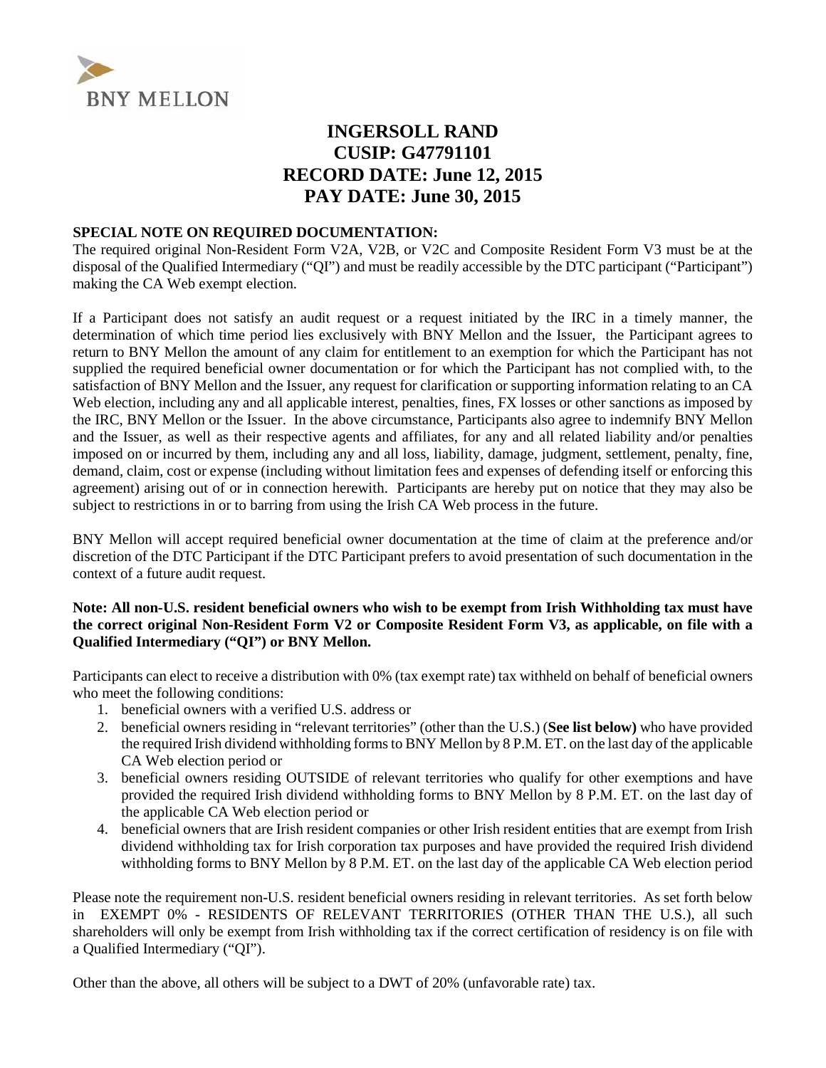BNY MELLON

# INGERSOLL RAND
# CUSIP: G47791101
# RECORD DATE: June 12, 2015
# PAY DATE: June 30, 2015

**SPECIAL NOTE ON REQUIRED DOCUMENTATION:**
The required original Non-Resident Form V2A, V2B, or V2C and Composite Resident Form V3 must be at the disposal of the Qualified Intermediary ("QI") and must be readily accessible by the DTC participant ("Participant") making the CA Web exempt election.

If a Participant does not satisfy an audit request or a request initiated by the IRC in a timely manner, the determination of which time period lies exclusively with BNY Mellon and the Issuer, the Participant agrees to return to BNY Mellon the amount of any claim for entitlement to an exemption for which the Participant has not supplied the required beneficial owner documentation or for which the Participant has not complied with, to the satisfaction of BNY Mellon and the Issuer, any request for clarification or supporting information relating to an CA Web election, including any and all applicable interest, penalties, fines, FX losses or other sanctions as imposed by the IRC, BNY Mellon or the Issuer. In the above circumstance, Participants also agree to indemnify BNY Mellon and the Issuer, as well as their respective agents and affiliates, for any and all related liability and/or penalties imposed on or incurred by them, including any and all loss, liability, damage, judgment, settlement, penalty, fine, demand, claim, cost or expense (including without limitation fees and expenses of defending itself or enforcing this agreement) arising out of or in connection herewith. Participants are hereby put on notice that they may also be subject to restrictions in or to barring from using the Irish CA Web process in the future.

BNY Mellon will accept required beneficial owner documentation at the time of claim at the preference and/or discretion of the DTC Participant if the DTC Participant prefers to avoid presentation of such documentation in the context of a future audit request.

**Note: All non-U.S. resident beneficial owners who wish to be exempt from Irish Withholding tax must have the correct original Non-Resident Form V2 or Composite Resident Form V3, as applicable, on file with a Qualified Intermediary ("QI") or BNY Mellon.**

Participants can elect to receive a distribution with 0% (tax exempt rate) tax withheld on behalf of beneficial owners who meet the following conditions:

1. beneficial owners with a verified U.S. address or
2. beneficial owners residing in "relevant territories" (other than the U.S.) (**See list below)** who have provided the required Irish dividend withholding forms to BNY Mellon by 8 P.M. ET. on the last day of the applicable CA Web election period or
3. beneficial owners residing OUTSIDE of relevant territories who qualify for other exemptions and have provided the required Irish dividend withholding forms to BNY Mellon by 8 P.M. ET. on the last day of the applicable CA Web election period or
4. beneficial owners that are Irish resident companies or other Irish resident entities that are exempt from Irish dividend withholding tax for Irish corporation tax purposes and have provided the required Irish dividend withholding forms to BNY Mellon by 8 P.M. ET. on the last day of the applicable CA Web election period

Please note the requirement non-U.S. resident beneficial owners residing in relevant territories. As set forth below in EXEMPT 0% - RESIDENTS OF RELEVANT TERRITORIES (OTHER THAN THE U.S.), all such shareholders will only be exempt from Irish withholding tax if the correct certification of residency is on file with a Qualified Intermediary ("QI").

Other than the above, all others will be subject to a DWT of 20% (unfavorable rate) tax.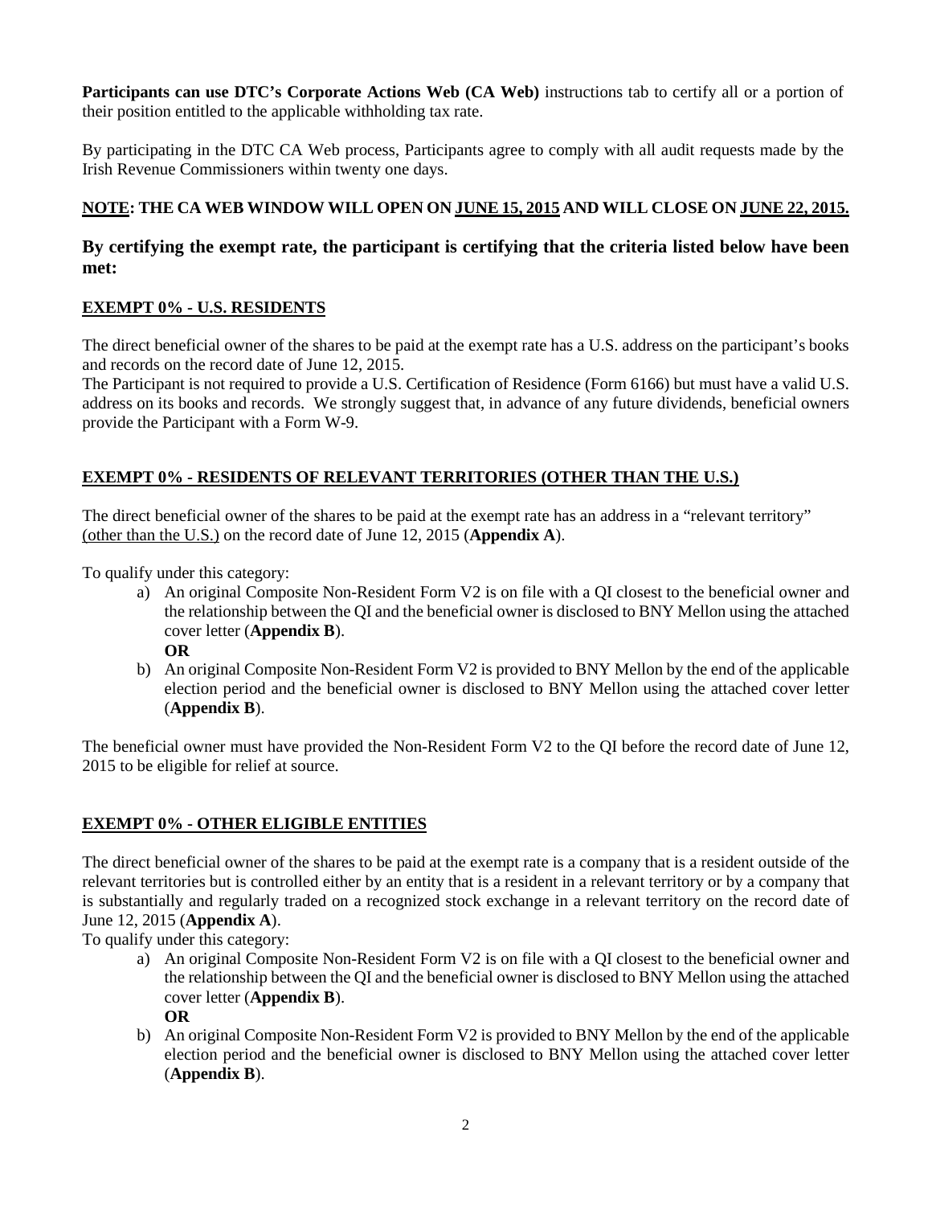**Participants can use DTC's Corporate Actions Web (CA Web)** instructions tab to certify all or a portion of their position entitled to the applicable withholding tax rate.

By participating in the DTC CA Web process, Participants agree to comply with all audit requests made by the Irish Revenue Commissioners within twenty one days.

**<u>NOTE</u>: THE CA WEB WINDOW WILL OPEN ON <u>JUNE 15, 2015</u> AND WILL CLOSE ON <u>JUNE 22, 2015.</u>**

### By certifying the exempt rate, the participant is certifying that the criteria listed below have been met:

**<u>EXEMPT 0% - U.S. RESIDENTS</u>**

The direct beneficial owner of the shares to be paid at the exempt rate has a U.S. address on the participant's books and records on the record date of June 12, 2015.
The Participant is not required to provide a U.S. Certification of Residence (Form 6166) but must have a valid U.S. address on its books and records. We strongly suggest that, in advance of any future dividends, beneficial owners provide the Participant with a Form W-9.

**<u>EXEMPT 0% - RESIDENTS OF RELEVANT TERRITORIES (OTHER THAN THE U.S.)</u>**

The direct beneficial owner of the shares to be paid at the exempt rate has an address in a "relevant territory" <u>(other than the U.S.)</u> on the record date of June 12, 2015 (**Appendix A**).

To qualify under this category:

a) An original Composite Non-Resident Form V2 is on file with a QI closest to the beneficial owner and the relationship between the QI and the beneficial owner is disclosed to BNY Mellon using the attached cover letter (**Appendix B**).
**OR**
b) An original Composite Non-Resident Form V2 is provided to BNY Mellon by the end of the applicable election period and the beneficial owner is disclosed to BNY Mellon using the attached cover letter (**Appendix B**).

The beneficial owner must have provided the Non-Resident Form V2 to the QI before the record date of June 12, 2015 to be eligible for relief at source.

**<u>EXEMPT 0% - OTHER ELIGIBLE ENTITIES</u>**

The direct beneficial owner of the shares to be paid at the exempt rate is a company that is a resident outside of the relevant territories but is controlled either by an entity that is a resident in a relevant territory or by a company that is substantially and regularly traded on a recognized stock exchange in a relevant territory on the record date of June 12, 2015 (**Appendix A**).
To qualify under this category:

a) An original Composite Non-Resident Form V2 is on file with a QI closest to the beneficial owner and the relationship between the QI and the beneficial owner is disclosed to BNY Mellon using the attached cover letter (**Appendix B**).
**OR**
b) An original Composite Non-Resident Form V2 is provided to BNY Mellon by the end of the applicable election period and the beneficial owner is disclosed to BNY Mellon using the attached cover letter (**Appendix B**).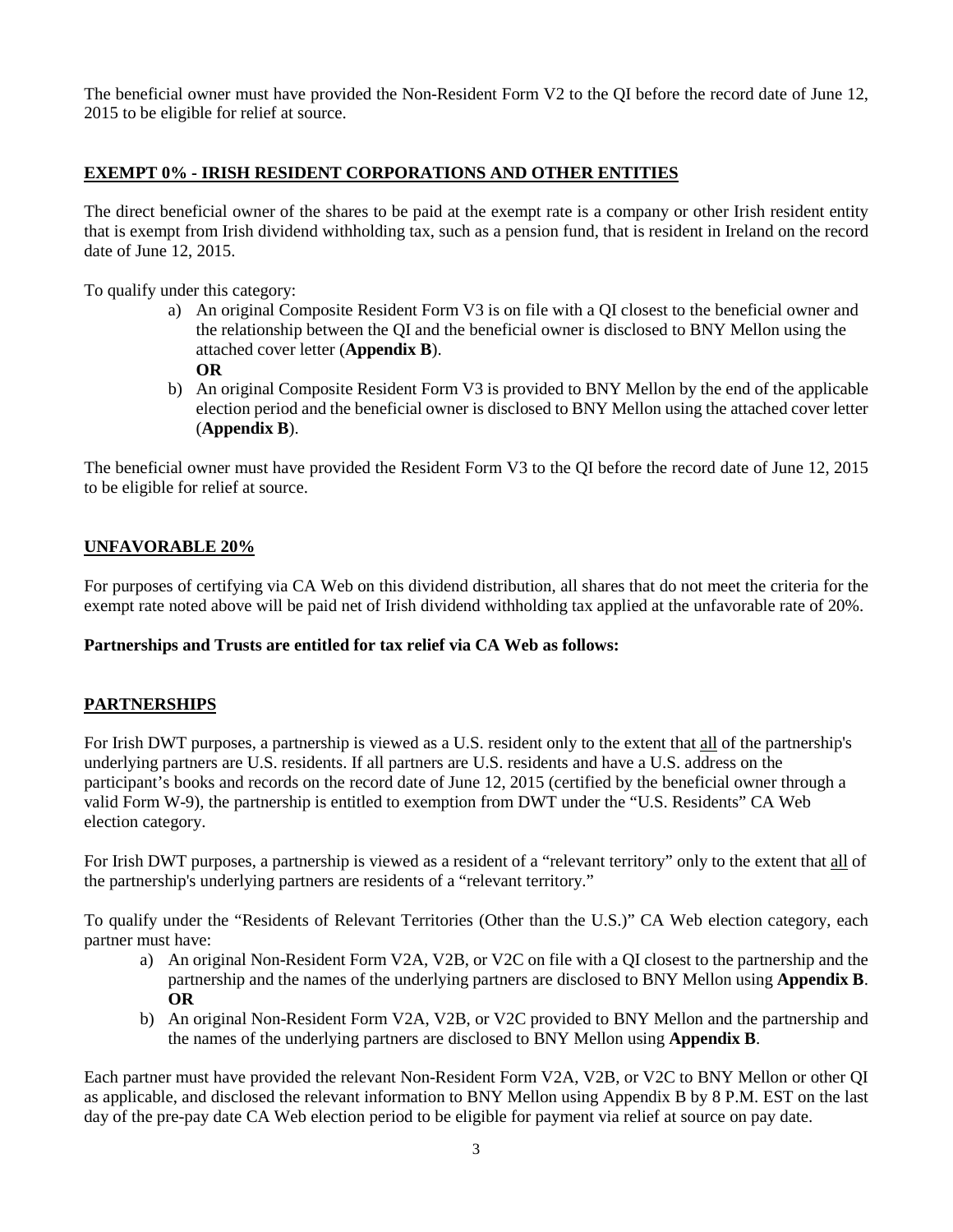The beneficial owner must have provided the Non-Resident Form V2 to the QI before the record date of June 12, 2015 to be eligible for relief at source.

## EXEMPT 0% - IRISH RESIDENT CORPORATIONS AND OTHER ENTITIES

The direct beneficial owner of the shares to be paid at the exempt rate is a company or other Irish resident entity that is exempt from Irish dividend withholding tax, such as a pension fund, that is resident in Ireland on the record date of June 12, 2015.

To qualify under this category:

a) An original Composite Resident Form V3 is on file with a QI closest to the beneficial owner and the relationship between the QI and the beneficial owner is disclosed to BNY Mellon using the attached cover letter (**Appendix B**).
   **OR**
b) An original Composite Resident Form V3 is provided to BNY Mellon by the end of the applicable election period and the beneficial owner is disclosed to BNY Mellon using the attached cover letter (**Appendix B**).

The beneficial owner must have provided the Resident Form V3 to the QI before the record date of June 12, 2015 to be eligible for relief at source.

## UNFAVORABLE 20%

For purposes of certifying via CA Web on this dividend distribution, all shares that do not meet the criteria for the exempt rate noted above will be paid net of Irish dividend withholding tax applied at the unfavorable rate of 20%.

**Partnerships and Trusts are entitled for tax relief via CA Web as follows:**

## PARTNERSHIPS

For Irish DWT purposes, a partnership is viewed as a U.S. resident only to the extent that all of the partnership's underlying partners are U.S. residents. If all partners are U.S. residents and have a U.S. address on the participant's books and records on the record date of June 12, 2015 (certified by the beneficial owner through a valid Form W-9), the partnership is entitled to exemption from DWT under the "U.S. Residents" CA Web election category.

For Irish DWT purposes, a partnership is viewed as a resident of a "relevant territory" only to the extent that all of the partnership's underlying partners are residents of a "relevant territory."

To qualify under the "Residents of Relevant Territories (Other than the U.S.)" CA Web election category, each partner must have:

a) An original Non-Resident Form V2A, V2B, or V2C on file with a QI closest to the partnership and the partnership and the names of the underlying partners are disclosed to BNY Mellon using **Appendix B**.
   **OR**
b) An original Non-Resident Form V2A, V2B, or V2C provided to BNY Mellon and the partnership and the names of the underlying partners are disclosed to BNY Mellon using **Appendix B**.

Each partner must have provided the relevant Non-Resident Form V2A, V2B, or V2C to BNY Mellon or other QI as applicable, and disclosed the relevant information to BNY Mellon using Appendix B by 8 P.M. EST on the last day of the pre-pay date CA Web election period to be eligible for payment via relief at source on pay date.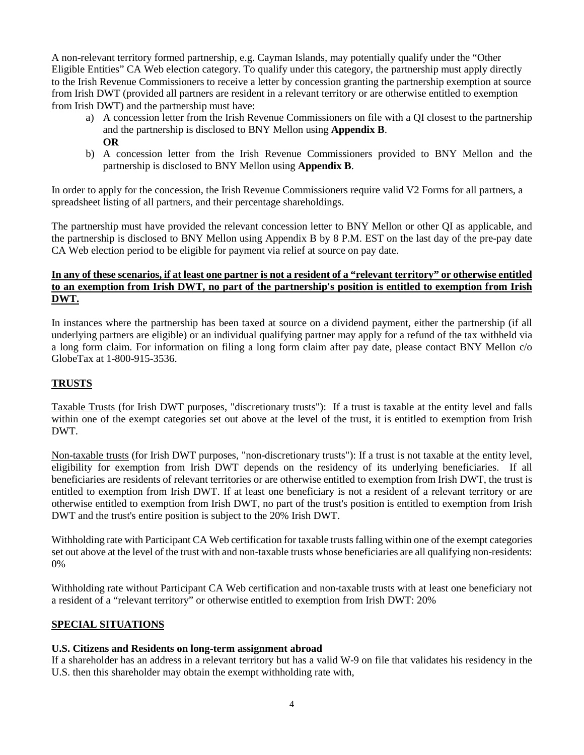A non-relevant territory formed partnership, e.g. Cayman Islands, may potentially qualify under the "Other Eligible Entities" CA Web election category. To qualify under this category, the partnership must apply directly to the Irish Revenue Commissioners to receive a letter by concession granting the partnership exemption at source from Irish DWT (provided all partners are resident in a relevant territory or are otherwise entitled to exemption from Irish DWT) and the partnership must have:

a) A concession letter from the Irish Revenue Commissioners on file with a QI closest to the partnership and the partnership is disclosed to BNY Mellon using **Appendix B**.
   **OR**
b) A concession letter from the Irish Revenue Commissioners provided to BNY Mellon and the partnership is disclosed to BNY Mellon using **Appendix B**.

In order to apply for the concession, the Irish Revenue Commissioners require valid V2 Forms for all partners, a spreadsheet listing of all partners, and their percentage shareholdings.

The partnership must have provided the relevant concession letter to BNY Mellon or other QI as applicable, and the partnership is disclosed to BNY Mellon using Appendix B by 8 P.M. EST on the last day of the pre-pay date CA Web election period to be eligible for payment via relief at source on pay date.

**In any of these scenarios, if at least one partner is not a resident of a "relevant territory" or otherwise entitled to an exemption from Irish DWT, no part of the partnership's position is entitled to exemption from Irish DWT.**

In instances where the partnership has been taxed at source on a dividend payment, either the partnership (if all underlying partners are eligible) or an individual qualifying partner may apply for a refund of the tax withheld via a long form claim. For information on filing a long form claim after pay date, please contact BNY Mellon c/o GlobeTax at 1-800-915-3536.

## TRUSTS

Taxable Trusts (for Irish DWT purposes, "discretionary trusts"): If a trust is taxable at the entity level and falls within one of the exempt categories set out above at the level of the trust, it is entitled to exemption from Irish DWT.

Non-taxable trusts (for Irish DWT purposes, "non-discretionary trusts"): If a trust is not taxable at the entity level, eligibility for exemption from Irish DWT depends on the residency of its underlying beneficiaries. If all beneficiaries are residents of relevant territories or are otherwise entitled to exemption from Irish DWT, the trust is entitled to exemption from Irish DWT. If at least one beneficiary is not a resident of a relevant territory or are otherwise entitled to exemption from Irish DWT, no part of the trust's position is entitled to exemption from Irish DWT and the trust's entire position is subject to the 20% Irish DWT.

Withholding rate with Participant CA Web certification for taxable trusts falling within one of the exempt categories set out above at the level of the trust with and non-taxable trusts whose beneficiaries are all qualifying non-residents: 0%

Withholding rate without Participant CA Web certification and non-taxable trusts with at least one beneficiary not a resident of a "relevant territory" or otherwise entitled to exemption from Irish DWT: 20%

## SPECIAL SITUATIONS

### U.S. Citizens and Residents on long-term assignment abroad

If a shareholder has an address in a relevant territory but has a valid W-9 on file that validates his residency in the U.S. then this shareholder may obtain the exempt withholding rate with,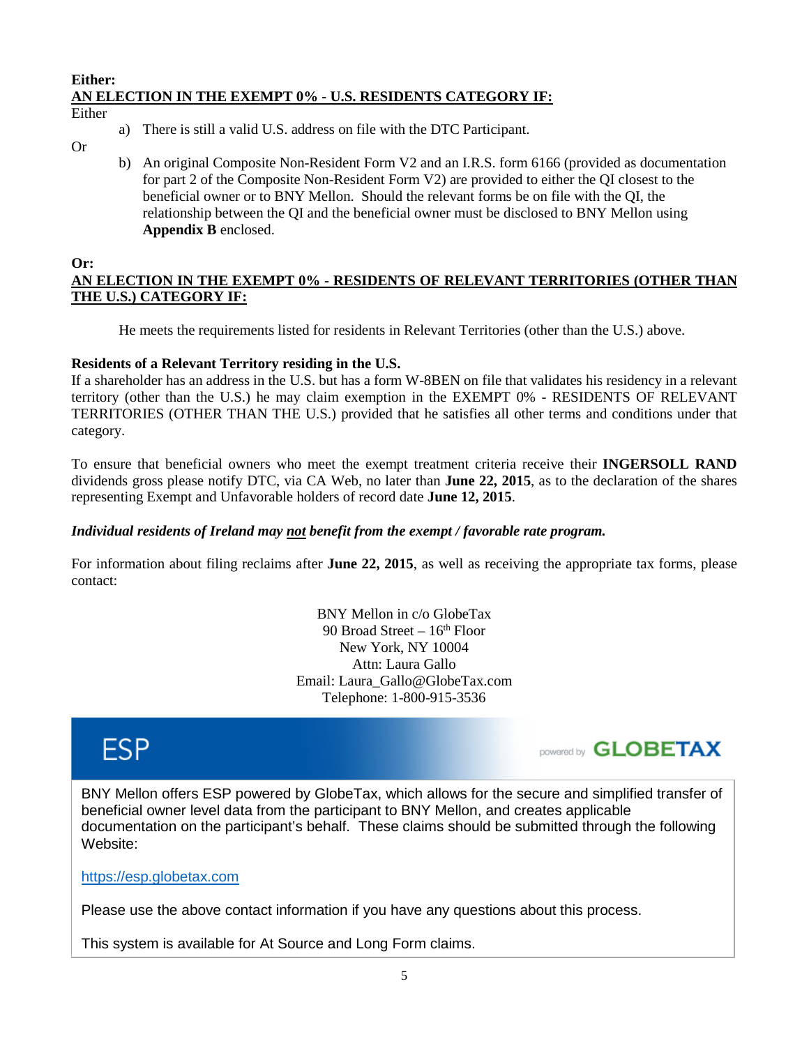**Either:**

**AN ELECTION IN THE EXEMPT 0% - U.S. RESIDENTS CATEGORY IF:**

Either

a) There is still a valid U.S. address on file with the DTC Participant.

Or

b) An original Composite Non-Resident Form V2 and an I.R.S. form 6166 (provided as documentation for part 2 of the Composite Non-Resident Form V2) are provided to either the QI closest to the beneficial owner or to BNY Mellon. Should the relevant forms be on file with the QI, the relationship between the QI and the beneficial owner must be disclosed to BNY Mellon using **Appendix B** enclosed.

**Or:**

**AN ELECTION IN THE EXEMPT 0% - RESIDENTS OF RELEVANT TERRITORIES (OTHER THAN THE U.S.) CATEGORY IF:**

He meets the requirements listed for residents in Relevant Territories (other than the U.S.) above.

**Residents of a Relevant Territory residing in the U.S.**

If a shareholder has an address in the U.S. but has a form W-8BEN on file that validates his residency in a relevant territory (other than the U.S.) he may claim exemption in the EXEMPT 0% - RESIDENTS OF RELEVANT TERRITORIES (OTHER THAN THE U.S.) provided that he satisfies all other terms and conditions under that category.

To ensure that beneficial owners who meet the exempt treatment criteria receive their **INGERSOLL RAND** dividends gross please notify DTC, via CA Web, no later than **June 22, 2015**, as to the declaration of the shares representing Exempt and Unfavorable holders of record date **June 12, 2015**.

***Individual residents of Ireland may not benefit from the exempt / favorable rate program.***

For information about filing reclaims after **June 22, 2015**, as well as receiving the appropriate tax forms, please contact:

BNY Mellon in c/o GlobeTax
90 Broad Street – 16th Floor
New York, NY 10004
Attn: Laura Gallo
Email: Laura_Gallo@GlobeTax.com
Telephone: 1-800-915-3536

**ESP** powered by **GLOBETAX**

BNY Mellon offers ESP powered by GlobeTax, which allows for the secure and simplified transfer of beneficial owner level data from the participant to BNY Mellon, and creates applicable documentation on the participant's behalf. These claims should be submitted through the following Website:

https://esp.globetax.com

Please use the above contact information if you have any questions about this process.

This system is available for At Source and Long Form claims.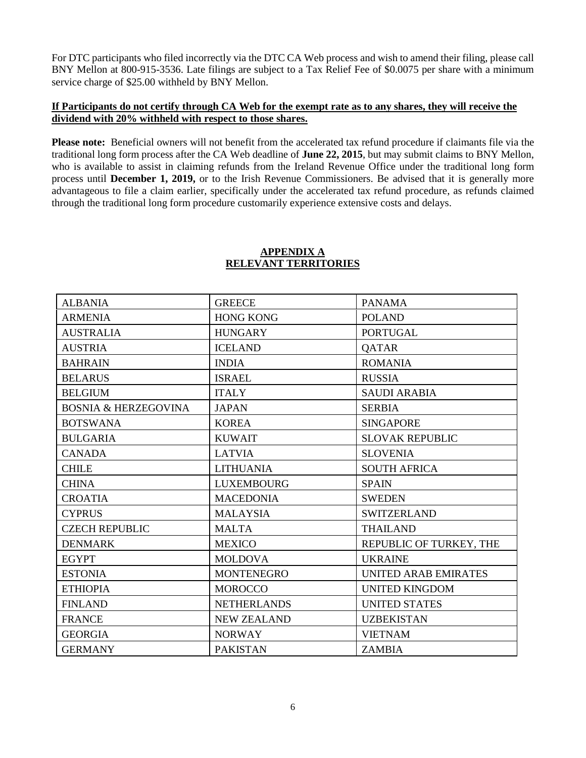For DTC participants who filed incorrectly via the DTC CA Web process and wish to amend their filing, please call BNY Mellon at 800-915-3536. Late filings are subject to a Tax Relief Fee of $0.0075 per share with a minimum service charge of $25.00 withheld by BNY Mellon.

**If Participants do not certify through CA Web for the exempt rate as to any shares, they will receive the dividend with 20% withheld with respect to those shares.**

**Please note:** Beneficial owners will not benefit from the accelerated tax refund procedure if claimants file via the traditional long form process after the CA Web deadline of **June 22, 2015**, but may submit claims to BNY Mellon, who is available to assist in claiming refunds from the Ireland Revenue Office under the traditional long form process until **December 1, 2019,** or to the Irish Revenue Commissioners. Be advised that it is generally more advantageous to file a claim earlier, specifically under the accelerated tax refund procedure, as refunds claimed through the traditional long form procedure customarily experience extensive costs and delays.

## APPENDIX A
## RELEVANT TERRITORIES

| | | |
|---|---|---|
| ALBANIA | GREECE | PANAMA |
| ARMENIA | HONG KONG | POLAND |
| AUSTRALIA | HUNGARY | PORTUGAL |
| AUSTRIA | ICELAND | QATAR |
| BAHRAIN | INDIA | ROMANIA |
| BELARUS | ISRAEL | RUSSIA |
| BELGIUM | ITALY | SAUDI ARABIA |
| BOSNIA & HERZEGOVINA | JAPAN | SERBIA |
| BOTSWANA | KOREA | SINGAPORE |
| BULGARIA | KUWAIT | SLOVAK REPUBLIC |
| CANADA | LATVIA | SLOVENIA |
| CHILE | LITHUANIA | SOUTH AFRICA |
| CHINA | LUXEMBOURG | SPAIN |
| CROATIA | MACEDONIA | SWEDEN |
| CYPRUS | MALAYSIA | SWITZERLAND |
| CZECH REPUBLIC | MALTA | THAILAND |
| DENMARK | MEXICO | REPUBLIC OF TURKEY, THE |
| EGYPT | MOLDOVA | UKRAINE |
| ESTONIA | MONTENEGRO | UNITED ARAB EMIRATES |
| ETHIOPIA | MOROCCO | UNITED KINGDOM |
| FINLAND | NETHERLANDS | UNITED STATES |
| FRANCE | NEW ZEALAND | UZBEKISTAN |
| GEORGIA | NORWAY | VIETNAM |
| GERMANY | PAKISTAN | ZAMBIA |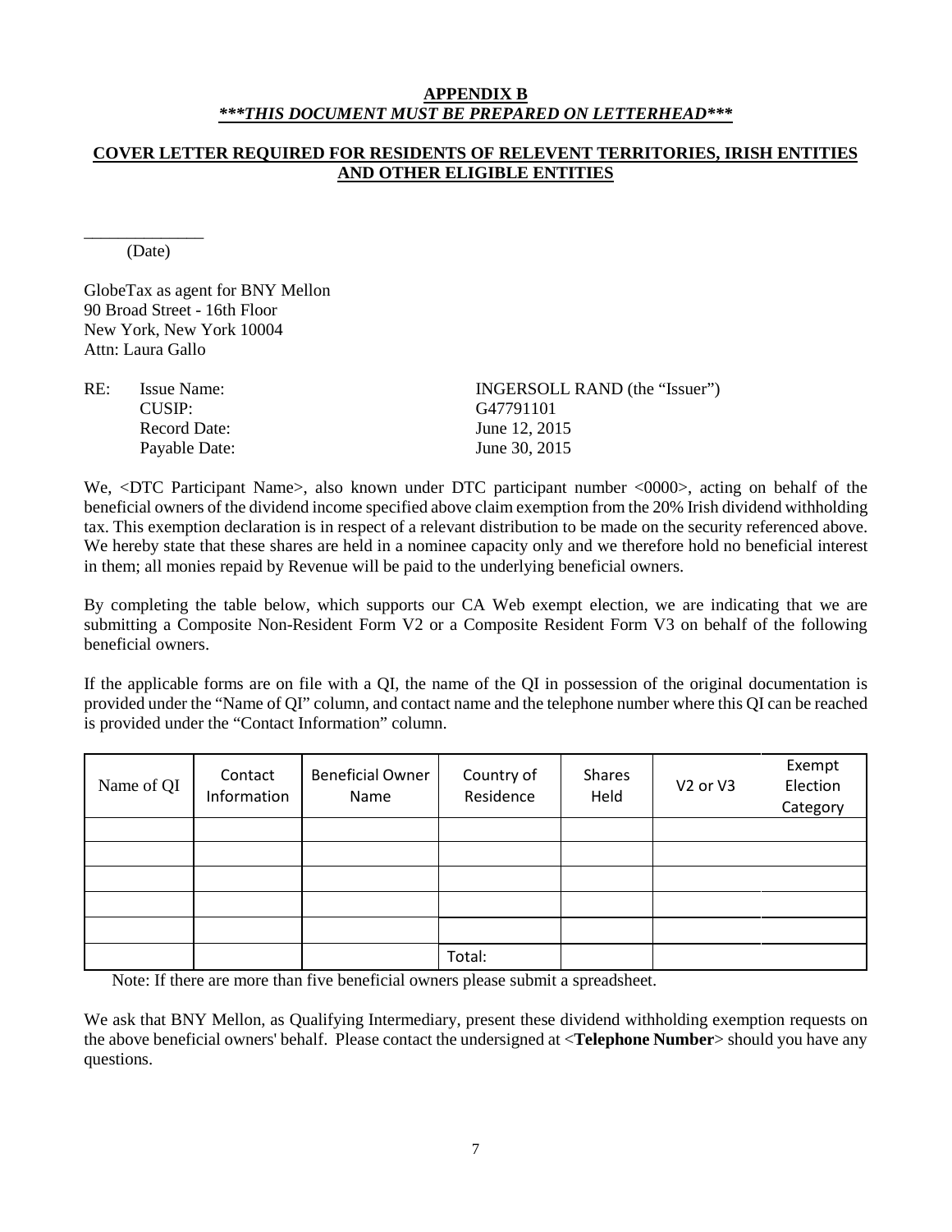**APPENDIX B**
***\*\*\*THIS DOCUMENT MUST BE PREPARED ON LETTERHEAD\*\*\****

**COVER LETTER REQUIRED FOR RESIDENTS OF RELEVENT TERRITORIES, IRISH ENTITIES AND OTHER ELIGIBLE ENTITIES**

______________
(Date)

GlobeTax as agent for BNY Mellon
90 Broad Street - 16th Floor
New York, New York 10004
Attn: Laura Gallo

RE: Issue Name: INGERSOLL RAND (the "Issuer")
CUSIP: G47791101
Record Date: June 12, 2015
Payable Date: June 30, 2015

We, <DTC Participant Name>, also known under DTC participant number <0000>, acting on behalf of the beneficial owners of the dividend income specified above claim exemption from the 20% Irish dividend withholding tax. This exemption declaration is in respect of a relevant distribution to be made on the security referenced above. We hereby state that these shares are held in a nominee capacity only and we therefore hold no beneficial interest in them; all monies repaid by Revenue will be paid to the underlying beneficial owners.

By completing the table below, which supports our CA Web exempt election, we are indicating that we are submitting a Composite Non-Resident Form V2 or a Composite Resident Form V3 on behalf of the following beneficial owners.

If the applicable forms are on file with a QI, the name of the QI in possession of the original documentation is provided under the "Name of QI" column, and contact name and the telephone number where this QI can be reached is provided under the "Contact Information" column.

| Name of QI | Contact Information | Beneficial Owner Name | Country of Residence | Shares Held | V2 or V3 | Exempt Election Category |
|---|---|---|---|---|---|---|
| | | | | | | |
| | | | | | | |
| | | | | | | |
| | | | | | | |
| | | | | | | |
| | | | Total: | | | |

Note: If there are more than five beneficial owners please submit a spreadsheet.

We ask that BNY Mellon, as Qualifying Intermediary, present these dividend withholding exemption requests on the above beneficial owners' behalf. Please contact the undersigned at <**Telephone Number**> should you have any questions.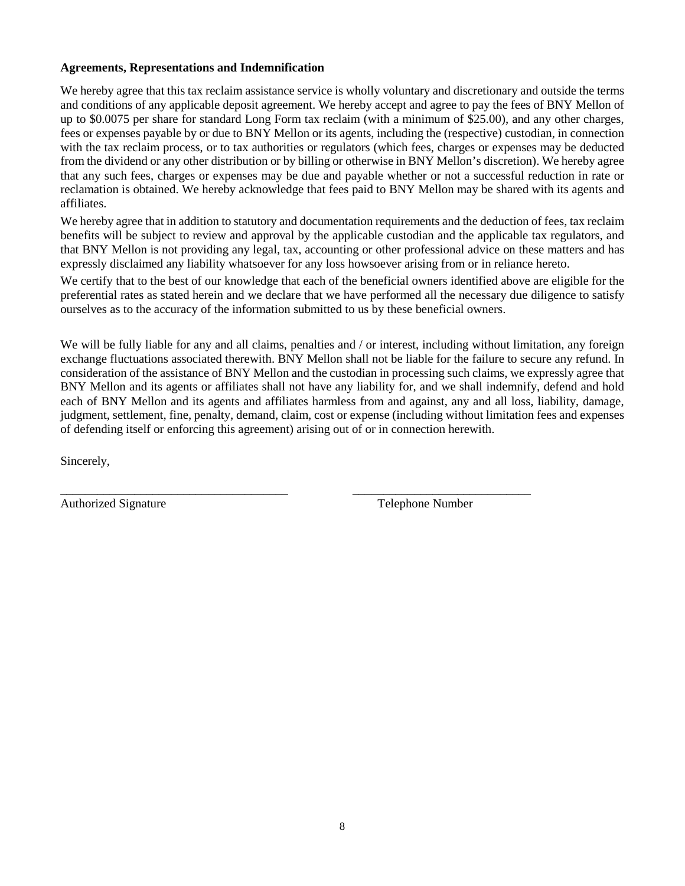**Agreements, Representations and Indemnification**

We hereby agree that this tax reclaim assistance service is wholly voluntary and discretionary and outside the terms and conditions of any applicable deposit agreement. We hereby accept and agree to pay the fees of BNY Mellon of up to $0.0075 per share for standard Long Form tax reclaim (with a minimum of $25.00), and any other charges, fees or expenses payable by or due to BNY Mellon or its agents, including the (respective) custodian, in connection with the tax reclaim process, or to tax authorities or regulators (which fees, charges or expenses may be deducted from the dividend or any other distribution or by billing or otherwise in BNY Mellon's discretion). We hereby agree that any such fees, charges or expenses may be due and payable whether or not a successful reduction in rate or reclamation is obtained. We hereby acknowledge that fees paid to BNY Mellon may be shared with its agents and affiliates.

We hereby agree that in addition to statutory and documentation requirements and the deduction of fees, tax reclaim benefits will be subject to review and approval by the applicable custodian and the applicable tax regulators, and that BNY Mellon is not providing any legal, tax, accounting or other professional advice on these matters and has expressly disclaimed any liability whatsoever for any loss howsoever arising from or in reliance hereto.

We certify that to the best of our knowledge that each of the beneficial owners identified above are eligible for the preferential rates as stated herein and we declare that we have performed all the necessary due diligence to satisfy ourselves as to the accuracy of the information submitted to us by these beneficial owners.

We will be fully liable for any and all claims, penalties and / or interest, including without limitation, any foreign exchange fluctuations associated therewith. BNY Mellon shall not be liable for the failure to secure any refund. In consideration of the assistance of BNY Mellon and the custodian in processing such claims, we expressly agree that BNY Mellon and its agents or affiliates shall not have any liability for, and we shall indemnify, defend and hold each of BNY Mellon and its agents and affiliates harmless from and against, any and all loss, liability, damage, judgment, settlement, fine, penalty, demand, claim, cost or expense (including without limitation fees and expenses of defending itself or enforcing this agreement) arising out of or in connection herewith.

Sincerely,

_____________________________________ _____________________________

Authorized Signature Telephone Number